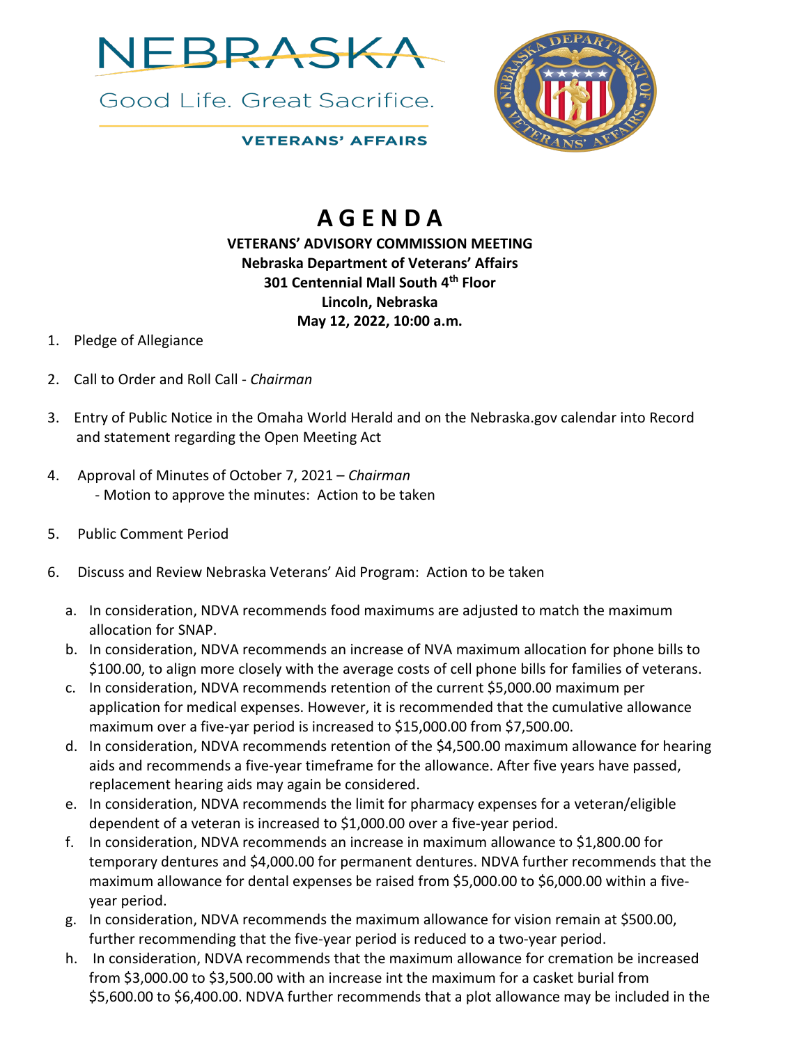NEBRASKA

Good Life. Great Sacrifice.

VETERANS' AFFAIRS

# A G E N D A

**VETERANS' ADVISORY COMMISSION MEETING**
**Nebraska Department of Veterans' Affairs**
**301 Centennial Mall South 4th Floor**
**Lincoln, Nebraska**
**May 12, 2022, 10:00 a.m.**

1. Pledge of Allegiance

2. Call to Order and Roll Call - *Chairman*

3. Entry of Public Notice in the Omaha World Herald and on the Nebraska.gov calendar into Record and statement regarding the Open Meeting Act

4. Approval of Minutes of October 7, 2021 – *Chairman*
   - Motion to approve the minutes: Action to be taken

5. Public Comment Period

6. Discuss and Review Nebraska Veterans' Aid Program: Action to be taken

   a. In consideration, NDVA recommends food maximums are adjusted to match the maximum allocation for SNAP.
   b. In consideration, NDVA recommends an increase of NVA maximum allocation for phone bills to $100.00, to align more closely with the average costs of cell phone bills for families of veterans.
   c. In consideration, NDVA recommends retention of the current $5,000.00 maximum per application for medical expenses. However, it is recommended that the cumulative allowance maximum over a five-yar period is increased to $15,000.00 from $7,500.00.
   d. In consideration, NDVA recommends retention of the $4,500.00 maximum allowance for hearing aids and recommends a five-year timeframe for the allowance. After five years have passed, replacement hearing aids may again be considered.
   e. In consideration, NDVA recommends the limit for pharmacy expenses for a veteran/eligible dependent of a veteran is increased to $1,000.00 over a five-year period.
   f. In consideration, NDVA recommends an increase in maximum allowance to $1,800.00 for temporary dentures and $4,000.00 for permanent dentures. NDVA further recommends that the maximum allowance for dental expenses be raised from $5,000.00 to $6,000.00 within a five-year period.
   g. In consideration, NDVA recommends the maximum allowance for vision remain at $500.00, further recommending that the five-year period is reduced to a two-year period.
   h. In consideration, NDVA recommends that the maximum allowance for cremation be increased from $3,000.00 to $3,500.00 with an increase int the maximum for a casket burial from $5,600.00 to $6,400.00. NDVA further recommends that a plot allowance may be included in the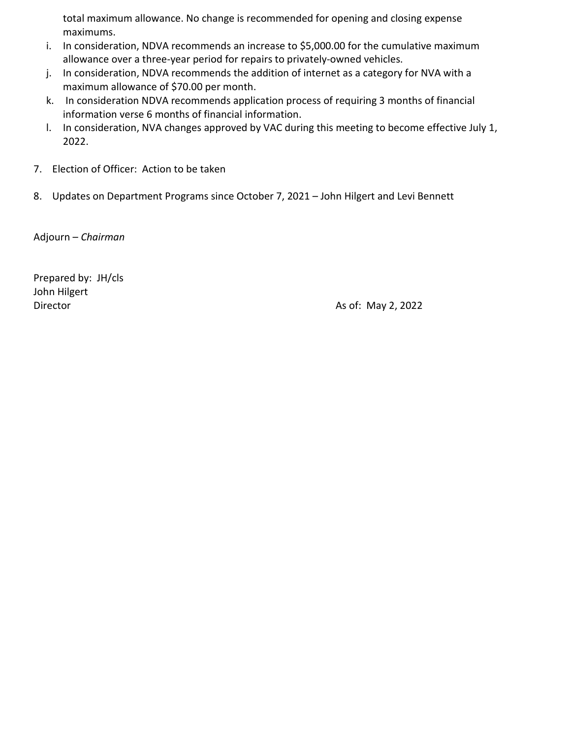total maximum allowance. No change is recommended for opening and closing expense maximums.

i. In consideration, NDVA recommends an increase to $5,000.00 for the cumulative maximum allowance over a three-year period for repairs to privately-owned vehicles.
j. In consideration, NDVA recommends the addition of internet as a category for NVA with a maximum allowance of $70.00 per month.
k. In consideration NDVA recommends application process of requiring 3 months of financial information verse 6 months of financial information.
l. In consideration, NVA changes approved by VAC during this meeting to become effective July 1, 2022.

7. Election of Officer: Action to be taken

8. Updates on Department Programs since October 7, 2021 – John Hilgert and Levi Bennett

Adjourn – *Chairman*

Prepared by: JH/cls
John Hilgert
Director

As of: May 2, 2022